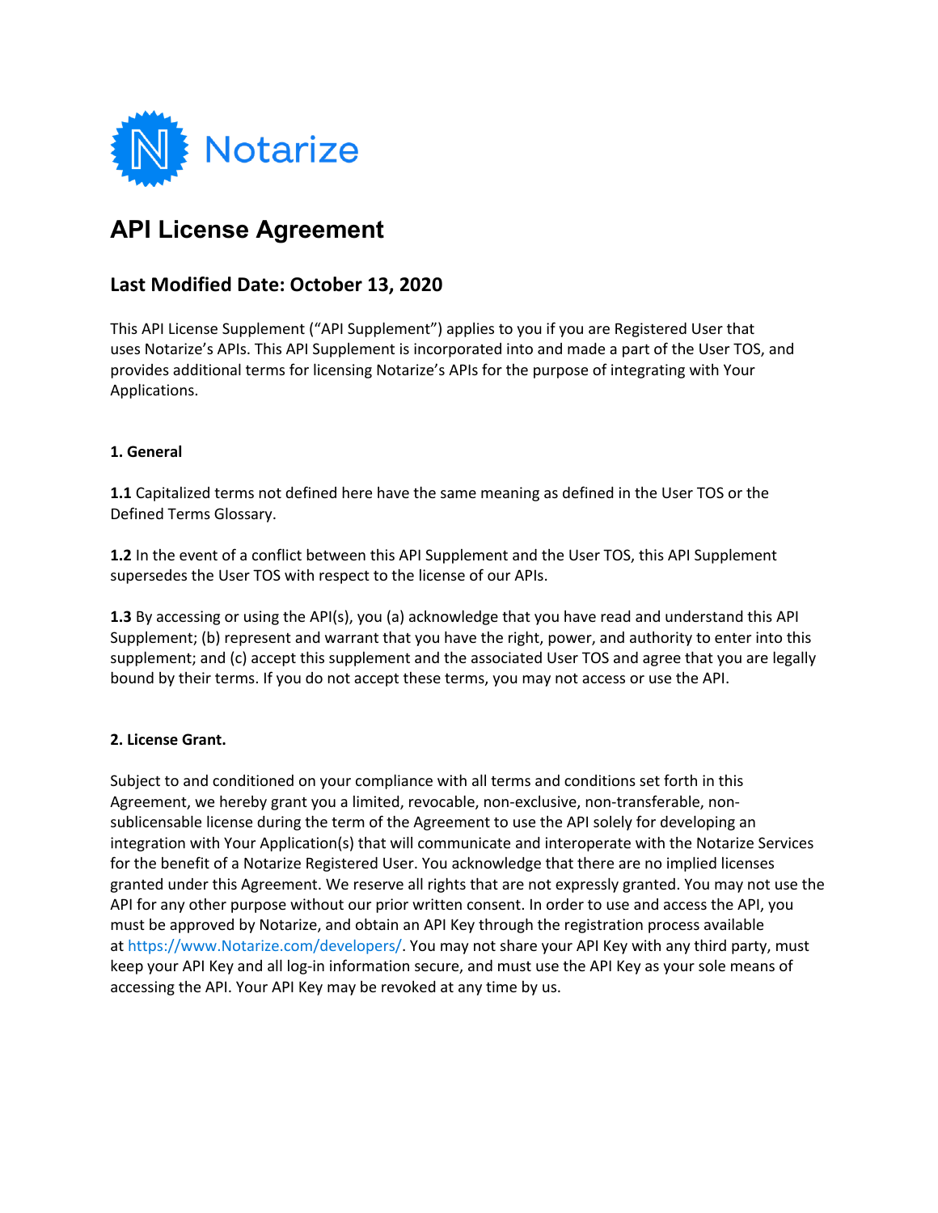Notarize

# API License Agreement

## Last Modified Date: October 13, 2020

This API License Supplement ("API Supplement") applies to you if you are Registered User that uses Notarize's APIs. This API Supplement is incorporated into and made a part of the User TOS, and provides additional terms for licensing Notarize's APIs for the purpose of integrating with Your Applications.

**1. General**

**1.1** Capitalized terms not defined here have the same meaning as defined in the User TOS or the Defined Terms Glossary.

**1.2** In the event of a conflict between this API Supplement and the User TOS, this API Supplement supersedes the User TOS with respect to the license of our APIs.

**1.3** By accessing or using the API(s), you (a) acknowledge that you have read and understand this API Supplement; (b) represent and warrant that you have the right, power, and authority to enter into this supplement; and (c) accept this supplement and the associated User TOS and agree that you are legally bound by their terms. If you do not accept these terms, you may not access or use the API.

**2. License Grant.**

Subject to and conditioned on your compliance with all terms and conditions set forth in this Agreement, we hereby grant you a limited, revocable, non-exclusive, non-transferable, non-sublicensable license during the term of the Agreement to use the API solely for developing an integration with Your Application(s) that will communicate and interoperate with the Notarize Services for the benefit of a Notarize Registered User. You acknowledge that there are no implied licenses granted under this Agreement. We reserve all rights that are not expressly granted. You may not use the API for any other purpose without our prior written consent. In order to use and access the API, you must be approved by Notarize, and obtain an API Key through the registration process available at https://www.Notarize.com/developers/. You may not share your API Key with any third party, must keep your API Key and all log-in information secure, and must use the API Key as your sole means of accessing the API. Your API Key may be revoked at any time by us.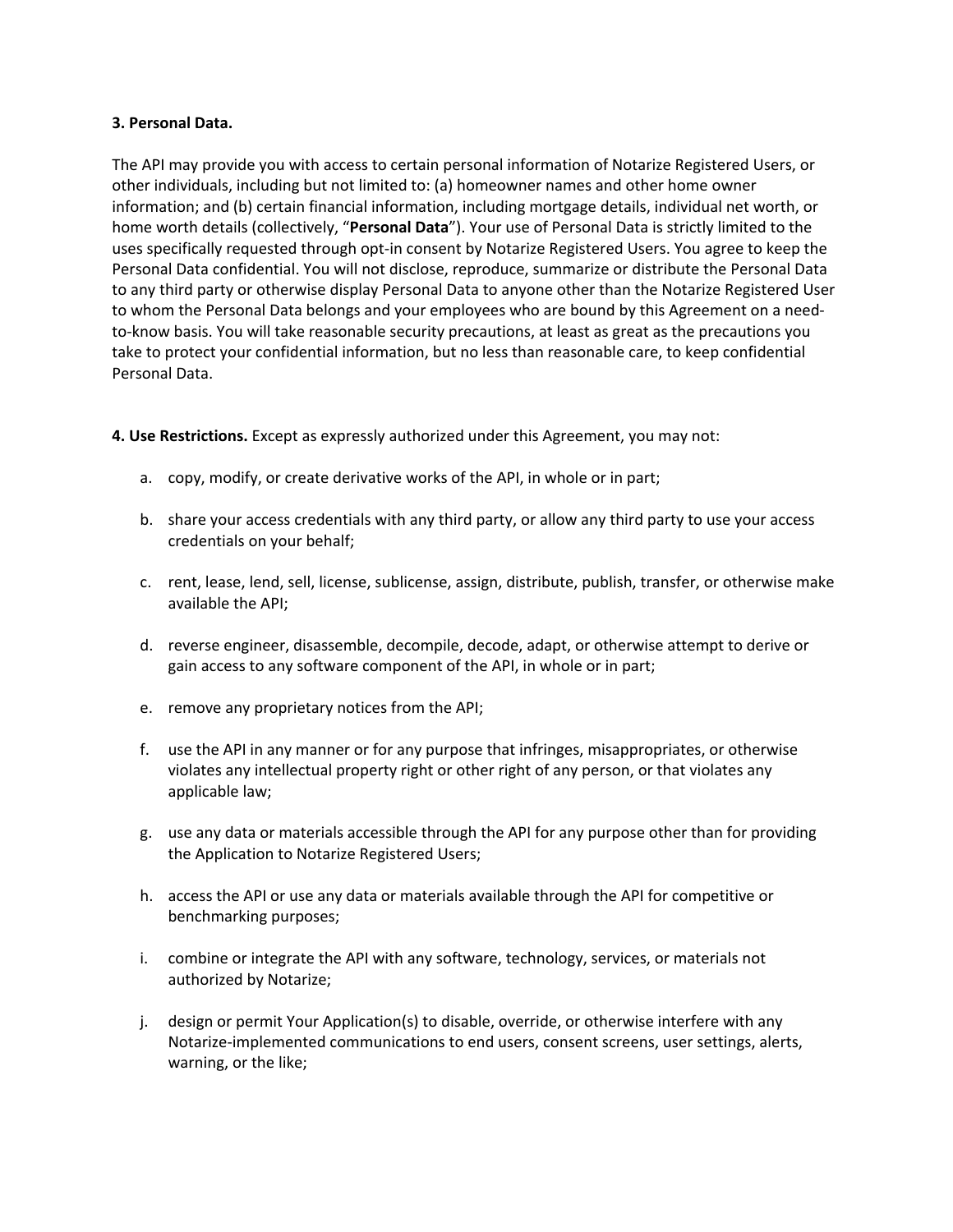**3. Personal Data.**

The API may provide you with access to certain personal information of Notarize Registered Users, or other individuals, including but not limited to: (a) homeowner names and other home owner information; and (b) certain financial information, including mortgage details, individual net worth, or home worth details (collectively, "**Personal Data**"). Your use of Personal Data is strictly limited to the uses specifically requested through opt-in consent by Notarize Registered Users. You agree to keep the Personal Data confidential. You will not disclose, reproduce, summarize or distribute the Personal Data to any third party or otherwise display Personal Data to anyone other than the Notarize Registered User to whom the Personal Data belongs and your employees who are bound by this Agreement on a need-to-know basis. You will take reasonable security precautions, at least as great as the precautions you take to protect your confidential information, but no less than reasonable care, to keep confidential Personal Data.

**4. Use Restrictions.** Except as expressly authorized under this Agreement, you may not:

a. copy, modify, or create derivative works of the API, in whole or in part;

b. share your access credentials with any third party, or allow any third party to use your access credentials on your behalf;

c. rent, lease, lend, sell, license, sublicense, assign, distribute, publish, transfer, or otherwise make available the API;

d. reverse engineer, disassemble, decompile, decode, adapt, or otherwise attempt to derive or gain access to any software component of the API, in whole or in part;

e. remove any proprietary notices from the API;

f. use the API in any manner or for any purpose that infringes, misappropriates, or otherwise violates any intellectual property right or other right of any person, or that violates any applicable law;

g. use any data or materials accessible through the API for any purpose other than for providing the Application to Notarize Registered Users;

h. access the API or use any data or materials available through the API for competitive or benchmarking purposes;

i. combine or integrate the API with any software, technology, services, or materials not authorized by Notarize;

j. design or permit Your Application(s) to disable, override, or otherwise interfere with any Notarize-implemented communications to end users, consent screens, user settings, alerts, warning, or the like;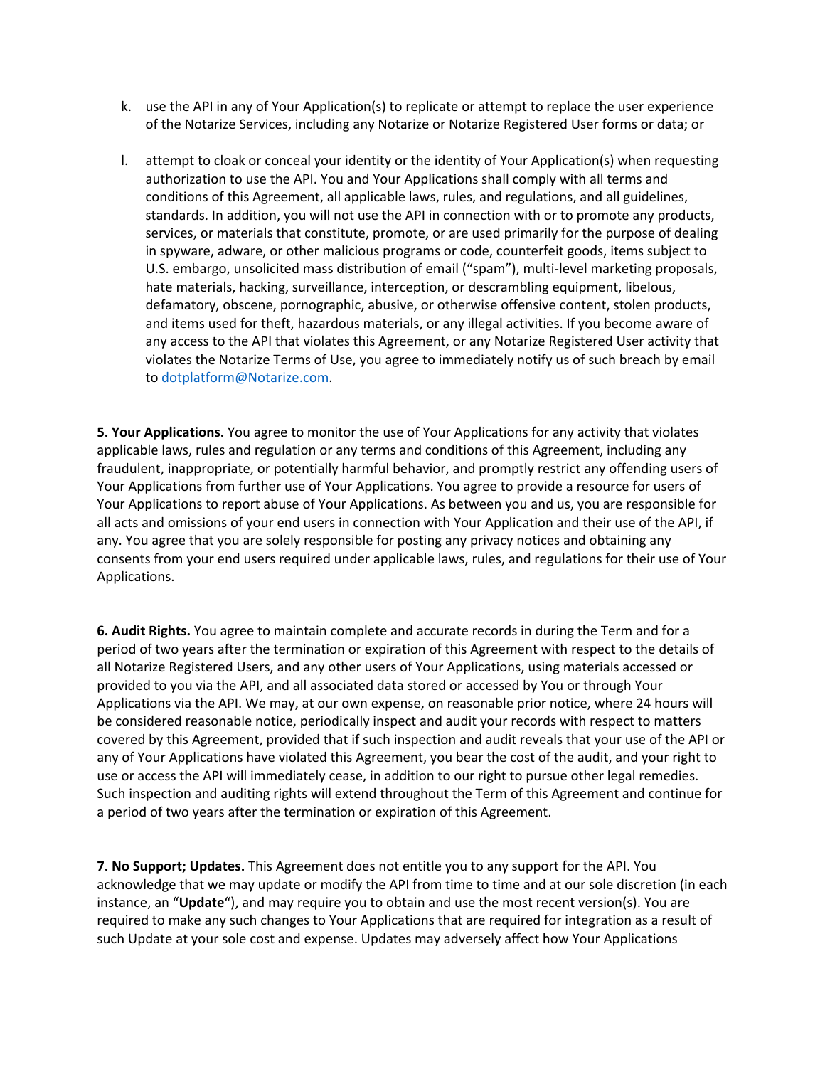k. use the API in any of Your Application(s) to replicate or attempt to replace the user experience of the Notarize Services, including any Notarize or Notarize Registered User forms or data; or

l. attempt to cloak or conceal your identity or the identity of Your Application(s) when requesting authorization to use the API. You and Your Applications shall comply with all terms and conditions of this Agreement, all applicable laws, rules, and regulations, and all guidelines, standards. In addition, you will not use the API in connection with or to promote any products, services, or materials that constitute, promote, or are used primarily for the purpose of dealing in spyware, adware, or other malicious programs or code, counterfeit goods, items subject to U.S. embargo, unsolicited mass distribution of email ("spam"), multi-level marketing proposals, hate materials, hacking, surveillance, interception, or descrambling equipment, libelous, defamatory, obscene, pornographic, abusive, or otherwise offensive content, stolen products, and items used for theft, hazardous materials, or any illegal activities. If you become aware of any access to the API that violates this Agreement, or any Notarize Registered User activity that violates the Notarize Terms of Use, you agree to immediately notify us of such breach by email to dotplatform@Notarize.com.

**5. Your Applications.** You agree to monitor the use of Your Applications for any activity that violates applicable laws, rules and regulation or any terms and conditions of this Agreement, including any fraudulent, inappropriate, or potentially harmful behavior, and promptly restrict any offending users of Your Applications from further use of Your Applications. You agree to provide a resource for users of Your Applications to report abuse of Your Applications. As between you and us, you are responsible for all acts and omissions of your end users in connection with Your Application and their use of the API, if any. You agree that you are solely responsible for posting any privacy notices and obtaining any consents from your end users required under applicable laws, rules, and regulations for their use of Your Applications.

**6. Audit Rights.** You agree to maintain complete and accurate records in during the Term and for a period of two years after the termination or expiration of this Agreement with respect to the details of all Notarize Registered Users, and any other users of Your Applications, using materials accessed or provided to you via the API, and all associated data stored or accessed by You or through Your Applications via the API. We may, at our own expense, on reasonable prior notice, where 24 hours will be considered reasonable notice, periodically inspect and audit your records with respect to matters covered by this Agreement, provided that if such inspection and audit reveals that your use of the API or any of Your Applications have violated this Agreement, you bear the cost of the audit, and your right to use or access the API will immediately cease, in addition to our right to pursue other legal remedies. Such inspection and auditing rights will extend throughout the Term of this Agreement and continue for a period of two years after the termination or expiration of this Agreement.

**7. No Support; Updates.** This Agreement does not entitle you to any support for the API. You acknowledge that we may update or modify the API from time to time and at our sole discretion (in each instance, an "**Update**"), and may require you to obtain and use the most recent version(s). You are required to make any such changes to Your Applications that are required for integration as a result of such Update at your sole cost and expense. Updates may adversely affect how Your Applications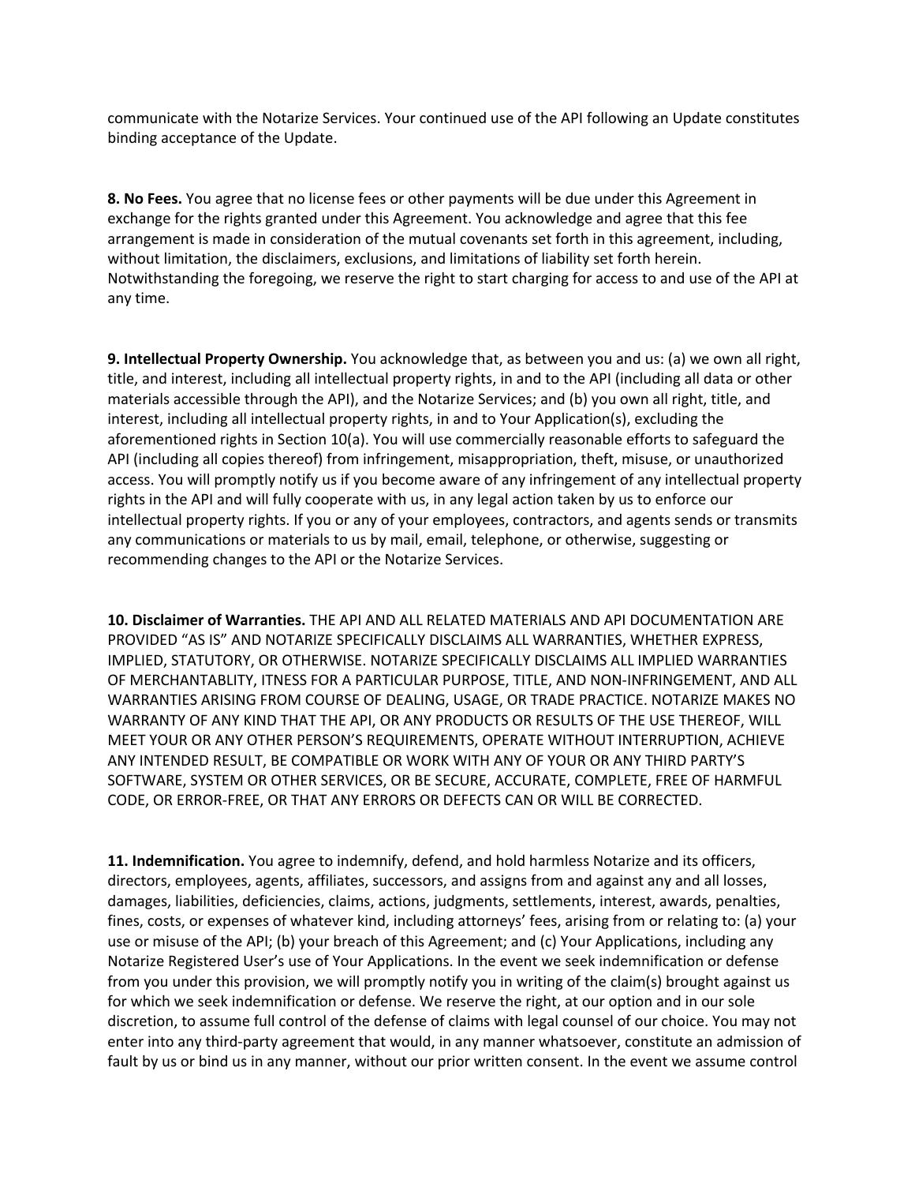communicate with the Notarize Services. Your continued use of the API following an Update constitutes binding acceptance of the Update.

**8. No Fees.** You agree that no license fees or other payments will be due under this Agreement in exchange for the rights granted under this Agreement. You acknowledge and agree that this fee arrangement is made in consideration of the mutual covenants set forth in this agreement, including, without limitation, the disclaimers, exclusions, and limitations of liability set forth herein. Notwithstanding the foregoing, we reserve the right to start charging for access to and use of the API at any time.

**9. Intellectual Property Ownership.** You acknowledge that, as between you and us: (a) we own all right, title, and interest, including all intellectual property rights, in and to the API (including all data or other materials accessible through the API), and the Notarize Services; and (b) you own all right, title, and interest, including all intellectual property rights, in and to Your Application(s), excluding the aforementioned rights in Section 10(a). You will use commercially reasonable efforts to safeguard the API (including all copies thereof) from infringement, misappropriation, theft, misuse, or unauthorized access. You will promptly notify us if you become aware of any infringement of any intellectual property rights in the API and will fully cooperate with us, in any legal action taken by us to enforce our intellectual property rights. If you or any of your employees, contractors, and agents sends or transmits any communications or materials to us by mail, email, telephone, or otherwise, suggesting or recommending changes to the API or the Notarize Services.

**10. Disclaimer of Warranties.** THE API AND ALL RELATED MATERIALS AND API DOCUMENTATION ARE PROVIDED "AS IS" AND NOTARIZE SPECIFICALLY DISCLAIMS ALL WARRANTIES, WHETHER EXPRESS, IMPLIED, STATUTORY, OR OTHERWISE. NOTARIZE SPECIFICALLY DISCLAIMS ALL IMPLIED WARRANTIES OF MERCHANTABLITY, ITNESS FOR A PARTICULAR PURPOSE, TITLE, AND NON-INFRINGEMENT, AND ALL WARRANTIES ARISING FROM COURSE OF DEALING, USAGE, OR TRADE PRACTICE. NOTARIZE MAKES NO WARRANTY OF ANY KIND THAT THE API, OR ANY PRODUCTS OR RESULTS OF THE USE THEREOF, WILL MEET YOUR OR ANY OTHER PERSON'S REQUIREMENTS, OPERATE WITHOUT INTERRUPTION, ACHIEVE ANY INTENDED RESULT, BE COMPATIBLE OR WORK WITH ANY OF YOUR OR ANY THIRD PARTY'S SOFTWARE, SYSTEM OR OTHER SERVICES, OR BE SECURE, ACCURATE, COMPLETE, FREE OF HARMFUL CODE, OR ERROR-FREE, OR THAT ANY ERRORS OR DEFECTS CAN OR WILL BE CORRECTED.

**11. Indemnification.** You agree to indemnify, defend, and hold harmless Notarize and its officers, directors, employees, agents, affiliates, successors, and assigns from and against any and all losses, damages, liabilities, deficiencies, claims, actions, judgments, settlements, interest, awards, penalties, fines, costs, or expenses of whatever kind, including attorneys' fees, arising from or relating to: (a) your use or misuse of the API; (b) your breach of this Agreement; and (c) Your Applications, including any Notarize Registered User's use of Your Applications. In the event we seek indemnification or defense from you under this provision, we will promptly notify you in writing of the claim(s) brought against us for which we seek indemnification or defense. We reserve the right, at our option and in our sole discretion, to assume full control of the defense of claims with legal counsel of our choice. You may not enter into any third-party agreement that would, in any manner whatsoever, constitute an admission of fault by us or bind us in any manner, without our prior written consent. In the event we assume control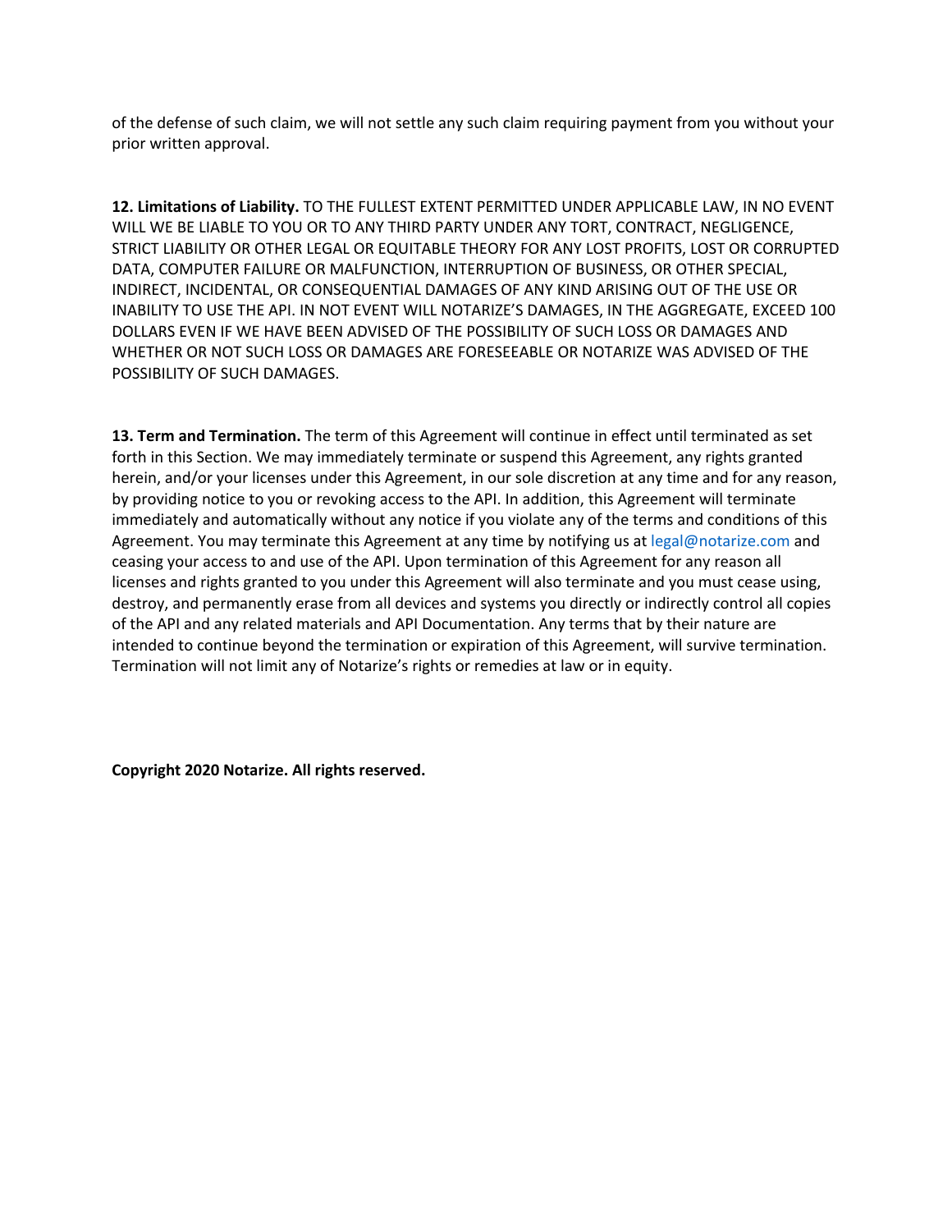of the defense of such claim, we will not settle any such claim requiring payment from you without your prior written approval.

**12. Limitations of Liability.** TO THE FULLEST EXTENT PERMITTED UNDER APPLICABLE LAW, IN NO EVENT WILL WE BE LIABLE TO YOU OR TO ANY THIRD PARTY UNDER ANY TORT, CONTRACT, NEGLIGENCE, STRICT LIABILITY OR OTHER LEGAL OR EQUITABLE THEORY FOR ANY LOST PROFITS, LOST OR CORRUPTED DATA, COMPUTER FAILURE OR MALFUNCTION, INTERRUPTION OF BUSINESS, OR OTHER SPECIAL, INDIRECT, INCIDENTAL, OR CONSEQUENTIAL DAMAGES OF ANY KIND ARISING OUT OF THE USE OR INABILITY TO USE THE API. IN NOT EVENT WILL NOTARIZE'S DAMAGES, IN THE AGGREGATE, EXCEED 100 DOLLARS EVEN IF WE HAVE BEEN ADVISED OF THE POSSIBILITY OF SUCH LOSS OR DAMAGES AND WHETHER OR NOT SUCH LOSS OR DAMAGES ARE FORESEEABLE OR NOTARIZE WAS ADVISED OF THE POSSIBILITY OF SUCH DAMAGES.

**13. Term and Termination.** The term of this Agreement will continue in effect until terminated as set forth in this Section. We may immediately terminate or suspend this Agreement, any rights granted herein, and/or your licenses under this Agreement, in our sole discretion at any time and for any reason, by providing notice to you or revoking access to the API. In addition, this Agreement will terminate immediately and automatically without any notice if you violate any of the terms and conditions of this Agreement. You may terminate this Agreement at any time by notifying us at legal@notarize.com and ceasing your access to and use of the API. Upon termination of this Agreement for any reason all licenses and rights granted to you under this Agreement will also terminate and you must cease using, destroy, and permanently erase from all devices and systems you directly or indirectly control all copies of the API and any related materials and API Documentation. Any terms that by their nature are intended to continue beyond the termination or expiration of this Agreement, will survive termination. Termination will not limit any of Notarize's rights or remedies at law or in equity.

**Copyright 2020 Notarize. All rights reserved.**